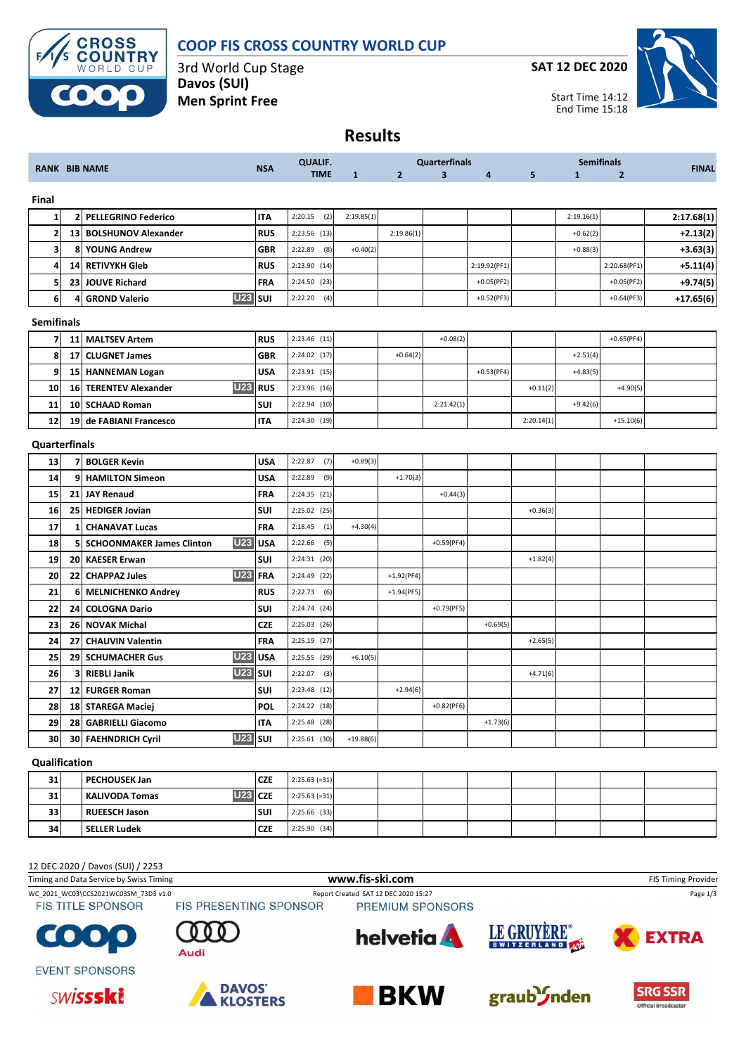# COOP FIS CROSS COUNTRY WORLD CUP

3rd World Cup Stage
Davos (SUI)
**Men Sprint Free**

**SAT 12 DEC 2020**

Start Time 14:12
End Time 15:18

## Results

| RANK | BIB | NAME | | NSA | QUALIF. TIME | Quarterfinals 1 | Quarterfinals 2 | Quarterfinals 3 | Quarterfinals 4 | Quarterfinals 5 | Semifinals 1 | Semifinals 2 | FINAL |
|---|---|---|---|---|---|---|---|---|---|---|---|---|---|
| **Final** | | | | | | | | | | | | | |
| 1 | 2 | PELLEGRINO Federico | | ITA | 2:20.15 (2) | 2:19.85(1) | | | | | 2:19.16(1) | | 2:17.68(1) |
| 2 | 13 | BOLSHUNOV Alexander | | RUS | 2:23.56 (13) | | 2:19.86(1) | | | | +0.62(2) | | +2.13(2) |
| 3 | 8 | YOUNG Andrew | | GBR | 2:22.89 (8) | +0.40(2) | | | | | +0.88(3) | | +3.63(3) |
| 4 | 14 | RETIVYKH Gleb | | RUS | 2:23.90 (14) | | | | 2:19.92(PF1) | | | 2:20.68(PF1) | +5.11(4) |
| 5 | 23 | JOUVE Richard | | FRA | 2:24.50 (23) | | | | +0.05(PF2) | | | +0.05(PF2) | +9.74(5) |
| 6 | 4 | GROND Valerio | U23 | SUI | 2:22.20 (4) | | | | +0.52(PF3) | | | +0.64(PF3) | +17.65(6) |
| **Semifinals** | | | | | | | | | | | | | |
| 7 | 11 | MALTSEV Artem | | RUS | 2:23.46 (11) | | | +0.08(2) | | | | +0.65(PF4) | |
| 8 | 17 | CLUGNET James | | GBR | 2:24.02 (17) | | +0.64(2) | | | | +2.51(4) | | |
| 9 | 15 | HANNEMAN Logan | | USA | 2:23.91 (15) | | | | +0.53(PF4) | | +4.83(5) | | |
| 10 | 16 | TERENTEV Alexander | U23 | RUS | 2:23.96 (16) | | | | | +0.11(2) | | +4.90(5) | |
| 11 | 10 | SCHAAD Roman | | SUI | 2:22.94 (10) | | | 2:21.42(1) | | | +9.42(6) | | |
| 12 | 19 | de FABIANI Francesco | | ITA | 2:24.30 (19) | | | | | 2:20.14(1) | | +15.10(6) | |
| **Quarterfinals** | | | | | | | | | | | | | |
| 13 | 7 | BOLGER Kevin | | USA | 2:22.87 (7) | +0.89(3) | | | | | | | |
| 14 | 9 | HAMILTON Simeon | | USA | 2:22.89 (9) | | +1.70(3) | | | | | | |
| 15 | 21 | JAY Renaud | | FRA | 2:24.35 (21) | | | +0.44(3) | | | | | |
| 16 | 25 | HEDIGER Jovian | | SUI | 2:25.02 (25) | | | | | +0.36(3) | | | |
| 17 | 1 | CHANAVAT Lucas | | FRA | 2:18.45 (1) | +4.30(4) | | | | | | | |
| 18 | 5 | SCHOONMAKER James Clinton | U23 | USA | 2:22.66 (5) | | | +0.59(PF4) | | | | | |
| 19 | 20 | KAESER Erwan | | SUI | 2:24.31 (20) | | | | | +1.82(4) | | | |
| 20 | 22 | CHAPPAZ Jules | U23 | FRA | 2:24.49 (22) | | +1.92(PF4) | | | | | | |
| 21 | 6 | MELNICHENKO Andrey | | RUS | 2:22.73 (6) | | +1.94(PF5) | | | | | | |
| 22 | 24 | COLOGNA Dario | | SUI | 2:24.74 (24) | | | +0.79(PF5) | | | | | |
| 23 | 26 | NOVAK Michal | | CZE | 2:25.03 (26) | | | | +0.69(5) | | | | |
| 24 | 27 | CHAUVIN Valentin | | FRA | 2:25.19 (27) | | | | | +2.65(5) | | | |
| 25 | 29 | SCHUMACHER Gus | U23 | USA | 2:25.55 (29) | +6.10(5) | | | | | | | |
| 26 | 3 | RIEBLI Janik | U23 | SUI | 2:22.07 (3) | | | | | +4.71(6) | | | |
| 27 | 12 | FURGER Roman | | SUI | 2:23.48 (12) | | +2.94(6) | | | | | | |
| 28 | 18 | STAREGA Maciej | | POL | 2:24.22 (18) | | | +0.82(PF6) | | | | | |
| 29 | 28 | GABRIELLI Giacomo | | ITA | 2:25.48 (28) | | | | +1.73(6) | | | | |
| 30 | 30 | FAEHNDRICH Cyril | U23 | SUI | 2:25.61 (30) | +19.88(6) | | | | | | | |
| **Qualification** | | | | | | | | | | | | | |
| 31 | | PECHOUSEK Jan | | CZE | 2:25.63 (=31) | | | | | | | | |
| 31 | | KALIVODA Tomas | U23 | CZE | 2:25.63 (=31) | | | | | | | | |
| 33 | | RUEESCH Jason | | SUI | 2:25.66 (33) | | | | | | | | |
| 34 | | SELLER Ludek | | CZE | 2:25.90 (34) | | | | | | | | |

12 DEC 2020 / Davos (SUI) / 2253

Timing and Data Service by Swiss Timing — www.fis-ski.com — FIS Timing Provider

WC_2021_WC03\CCS2021WC03SM_73D3 v1.0 — Report Created SAT 12 DEC 2020 15:27

FIS TITLE SPONSOR: COOP — FIS PRESENTING SPONSOR: Audi — PREMIUM SPONSORS: helvetia, Le Gruyère Switzerland AOP, EXTRA

EVENT SPONSORS: swissski, Davos Klosters, BKW, graubünden, SRG SSR Official Broadcaster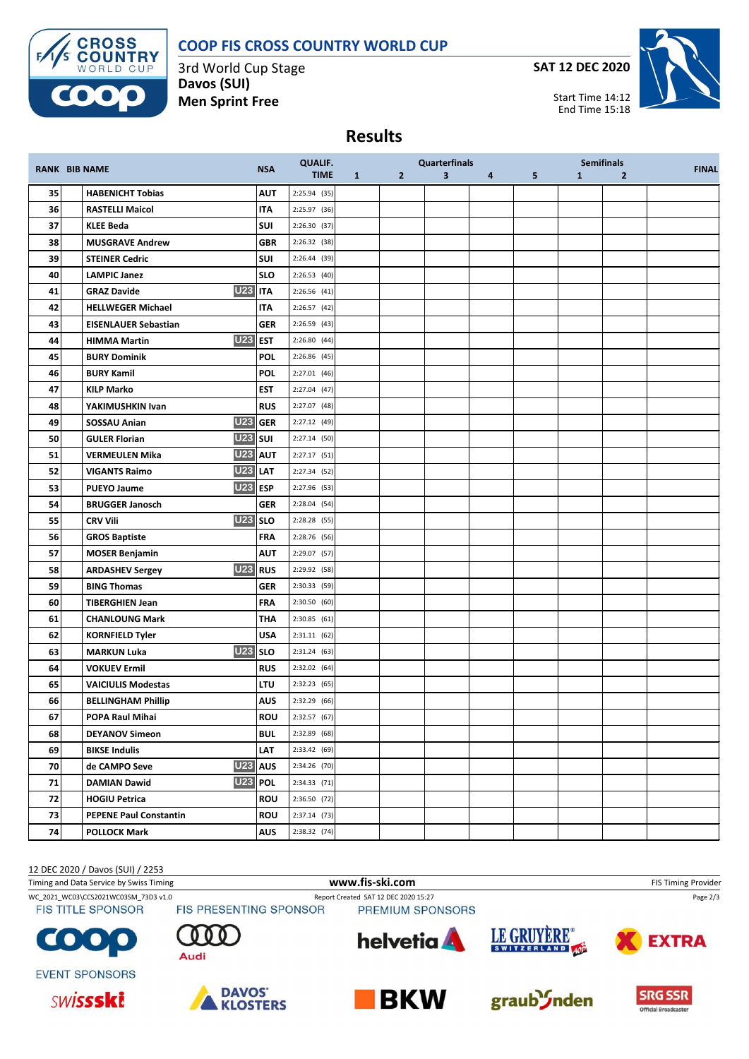# COOP FIS CROSS COUNTRY WORLD CUP

3rd World Cup Stage
**Davos (SUI)**
**Men Sprint Free**

**SAT 12 DEC 2020**

Start Time 14:12
End Time 15:18

## Results

| RANK | BIB | NAME | | NSA | QUALIF. TIME | Quarterfinals 1 | 2 | 3 | 4 | 5 | Semifinals 1 | 2 | FINAL |
|---|---|---|---|---|---|---|---|---|---|---|---|---|---|
| 35 | | HABENICHT Tobias | | AUT | 2:25.94 (35) | | | | | | | | |
| 36 | | RASTELLI Maicol | | ITA | 2:25.97 (36) | | | | | | | | |
| 37 | | KLEE Beda | | SUI | 2:26.30 (37) | | | | | | | | |
| 38 | | MUSGRAVE Andrew | | GBR | 2:26.32 (38) | | | | | | | | |
| 39 | | STEINER Cedric | | SUI | 2:26.44 (39) | | | | | | | | |
| 40 | | LAMPIC Janez | | SLO | 2:26.53 (40) | | | | | | | | |
| 41 | | GRAZ Davide | U23 | ITA | 2:26.56 (41) | | | | | | | | |
| 42 | | HELLWEGER Michael | | ITA | 2:26.57 (42) | | | | | | | | |
| 43 | | EISENLAUER Sebastian | | GER | 2:26.59 (43) | | | | | | | | |
| 44 | | HIMMA Martin | U23 | EST | 2:26.80 (44) | | | | | | | | |
| 45 | | BURY Dominik | | POL | 2:26.86 (45) | | | | | | | | |
| 46 | | BURY Kamil | | POL | 2:27.01 (46) | | | | | | | | |
| 47 | | KILP Marko | | EST | 2:27.04 (47) | | | | | | | | |
| 48 | | YAKIMUSHKIN Ivan | | RUS | 2:27.07 (48) | | | | | | | | |
| 49 | | SOSSAU Anian | U23 | GER | 2:27.12 (49) | | | | | | | | |
| 50 | | GULER Florian | U23 | SUI | 2:27.14 (50) | | | | | | | | |
| 51 | | VERMEULEN Mika | U23 | AUT | 2:27.17 (51) | | | | | | | | |
| 52 | | VIGANTS Raimo | U23 | LAT | 2:27.34 (52) | | | | | | | | |
| 53 | | PUEYO Jaume | U23 | ESP | 2:27.96 (53) | | | | | | | | |
| 54 | | BRUGGER Janosch | | GER | 2:28.04 (54) | | | | | | | | |
| 55 | | CRV Vili | U23 | SLO | 2:28.28 (55) | | | | | | | | |
| 56 | | GROS Baptiste | | FRA | 2:28.76 (56) | | | | | | | | |
| 57 | | MOSER Benjamin | | AUT | 2:29.07 (57) | | | | | | | | |
| 58 | | ARDASHEV Sergey | U23 | RUS | 2:29.92 (58) | | | | | | | | |
| 59 | | BING Thomas | | GER | 2:30.33 (59) | | | | | | | | |
| 60 | | TIBERGHIEN Jean | | FRA | 2:30.50 (60) | | | | | | | | |
| 61 | | CHANLOUNG Mark | | THA | 2:30.85 (61) | | | | | | | | |
| 62 | | KORNFIELD Tyler | | USA | 2:31.11 (62) | | | | | | | | |
| 63 | | MARKUN Luka | U23 | SLO | 2:31.24 (63) | | | | | | | | |
| 64 | | VOKUEV Ermil | | RUS | 2:32.02 (64) | | | | | | | | |
| 65 | | VAICIULIS Modestas | | LTU | 2:32.23 (65) | | | | | | | | |
| 66 | | BELLINGHAM Phillip | | AUS | 2:32.29 (66) | | | | | | | | |
| 67 | | POPA Raul Mihai | | ROU | 2:32.57 (67) | | | | | | | | |
| 68 | | DEYANOV Simeon | | BUL | 2:32.89 (68) | | | | | | | | |
| 69 | | BIKSE Indulis | | LAT | 2:33.42 (69) | | | | | | | | |
| 70 | | de CAMPO Seve | U23 | AUS | 2:34.26 (70) | | | | | | | | |
| 71 | | DAMIAN Dawid | U23 | POL | 2:34.33 (71) | | | | | | | | |
| 72 | | HOGIU Petrica | | ROU | 2:36.50 (72) | | | | | | | | |
| 73 | | PEPENE Paul Constantin | | ROU | 2:37.14 (73) | | | | | | | | |
| 74 | | POLLOCK Mark | | AUS | 2:38.32 (74) | | | | | | | | |

12 DEC 2020 / Davos (SUI) / 2253

Timing and Data Service by Swiss Timing — www.fis-ski.com — FIS Timing Provider

WC_2021_WC03\CCS2021WC03SM_73D3 v1.0 — Report Created SAT 12 DEC 2020 15:27

FIS TITLE SPONSOR: COOP — FIS PRESENTING SPONSOR: Audi — PREMIUM SPONSORS: helvetia, LE GRUYÈRE SWITZERLAND AOP, EXTRA

EVENT SPONSORS: swissski, DAVOS KLOSTERS, BKW, graubünden, SRG SSR Official Broadcaster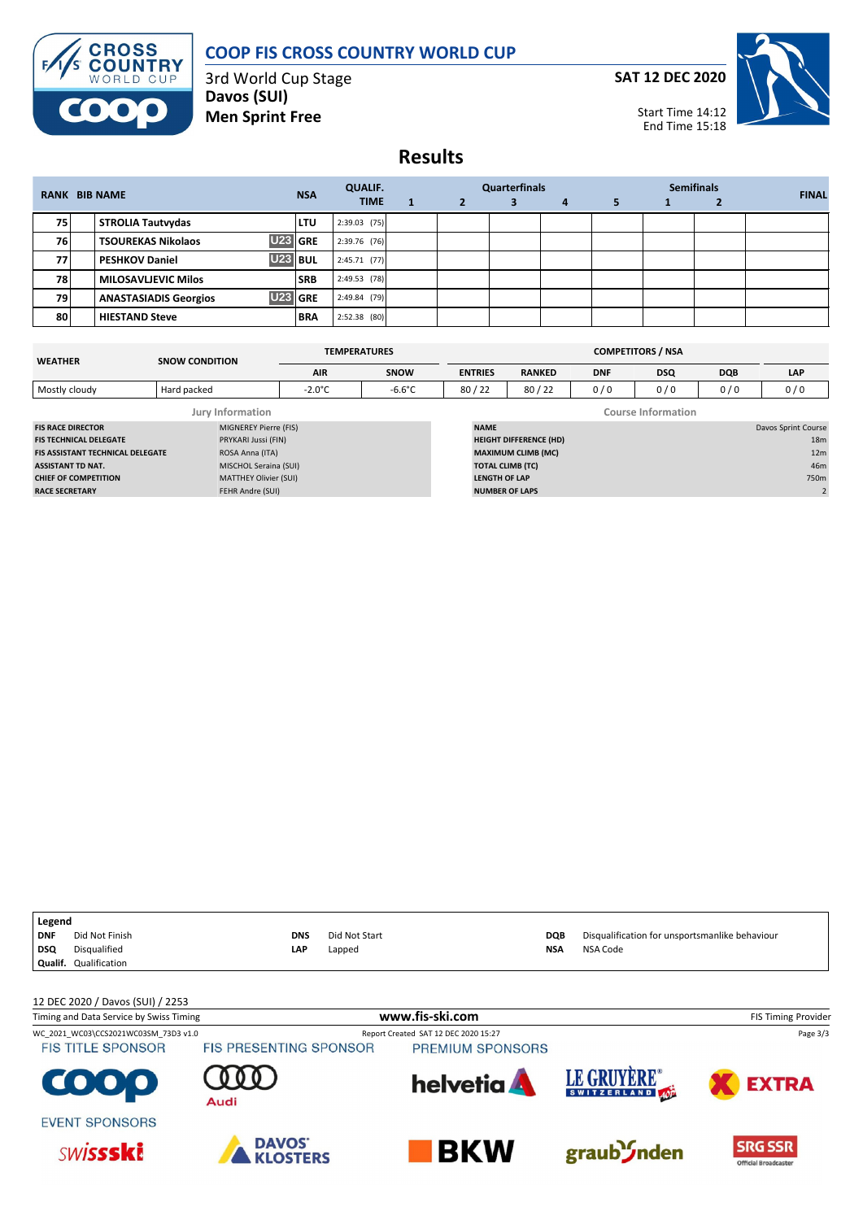# COOP FIS CROSS COUNTRY WORLD CUP

3rd World Cup Stage
**Davos (SUI)**
**Men Sprint Free**

**SAT 12 DEC 2020**

Start Time 14:12
End Time 15:18

## Results

| RANK | BIB | NAME | | NSA | QUALIF. TIME | Quarterfinals 1 | 2 | 3 | 4 | 5 | Semifinals 1 | 2 | FINAL |
|---|---|---|---|---|---|---|---|---|---|---|---|---|---|
| 75 | | STROLIA Tautvydas | | LTU | 2:39.03 (75) | | | | | | | | |
| 76 | | TSOUREKAS Nikolaos | U23 | GRE | 2:39.76 (76) | | | | | | | | |
| 77 | | PESHKOV Daniel | U23 | BUL | 2:45.71 (77) | | | | | | | | |
| 78 | | MILOSAVLJEVIC Milos | | SRB | 2:49.53 (78) | | | | | | | | |
| 79 | | ANASTASIADIS Georgios | U23 | GRE | 2:49.84 (79) | | | | | | | | |
| 80 | | HIESTAND Steve | | BRA | 2:52.38 (80) | | | | | | | | |

| WEATHER | SNOW CONDITION | TEMPERATURES AIR | SNOW | COMPETITORS / NSA ENTRIES | RANKED | DNF | DSQ | DQB | LAP |
|---|---|---|---|---|---|---|---|---|---|
| Mostly cloudy | Hard packed | -2.0°C | -6.6°C | 80 / 22 | 80 / 22 | 0 / 0 | 0 / 0 | 0 / 0 | 0 / 0 |

### Jury Information

| | |
|---|---|
| FIS RACE DIRECTOR | MIGNEREY Pierre (FIS) |
| FIS TECHNICAL DELEGATE | PRYKARI Jussi (FIN) |
| FIS ASSISTANT TECHNICAL DELEGATE | ROSA Anna (ITA) |
| ASSISTANT TD NAT. | MISCHOL Seraina (SUI) |
| CHIEF OF COMPETITION | MATTHEY Olivier (SUI) |
| RACE SECRETARY | FEHR Andre (SUI) |

### Course Information

| | |
|---|---|
| NAME | Davos Sprint Course |
| HEIGHT DIFFERENCE (HD) | 18m |
| MAXIMUM CLIMB (MC) | 12m |
| TOTAL CLIMB (TC) | 46m |
| LENGTH OF LAP | 750m |
| NUMBER OF LAPS | 2 |

**Legend**

| | | | | | |
|---|---|---|---|---|---|
| DNF | Did Not Finish | DNS | Did Not Start | DQB | Disqualification for unsportsmanlike behaviour |
| DSQ | Disqualified | LAP | Lapped | NSA | NSA Code |
| Qualif. | Qualification | | | | |

12 DEC 2020 / Davos (SUI) / 2253
Timing and Data Service by Swiss Timing — www.fis-ski.com — FIS Timing Provider
WC_2021_WC03\CCS2021WC03SM_73D3 v1.0 — Report Created SAT 12 DEC 2020 15:27

FIS TITLE SPONSOR: COOP
FIS PRESENTING SPONSOR: Audi
PREMIUM SPONSORS: helvetia, LE GRUYÈRE SWITZERLAND AOP, EXTRA
EVENT SPONSORS: swissski, DAVOS KLOSTERS, BKW, graubünden, SRG SSR Official Broadcaster